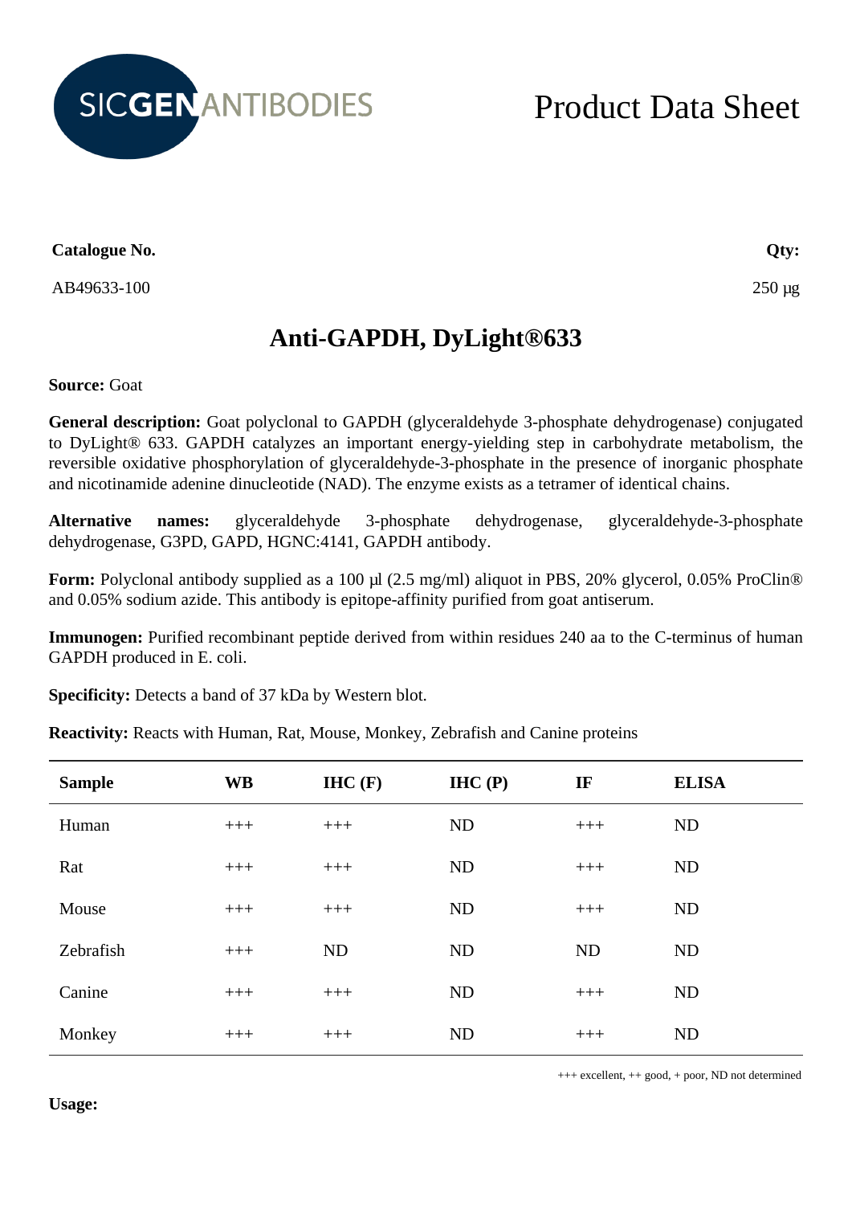SICGEN ANTIBODIES

# Product Data Sheet

**Catalogue No.**

AB49633-100

**Qty:**

250 µg

## Anti-GAPDH, DyLight®633

**Source:** Goat

**General description:** Goat polyclonal to GAPDH (glyceraldehyde 3-phosphate dehydrogenase) conjugated to DyLight® 633. GAPDH catalyzes an important energy-yielding step in carbohydrate metabolism, the reversible oxidative phosphorylation of glyceraldehyde-3-phosphate in the presence of inorganic phosphate and nicotinamide adenine dinucleotide (NAD). The enzyme exists as a tetramer of identical chains.

**Alternative names:** glyceraldehyde 3-phosphate dehydrogenase, glyceraldehyde-3-phosphate dehydrogenase, G3PD, GAPD, HGNC:4141, GAPDH antibody.

**Form:** Polyclonal antibody supplied as a 100 µl (2.5 mg/ml) aliquot in PBS, 20% glycerol, 0.05% ProClin® and 0.05% sodium azide. This antibody is epitope-affinity purified from goat antiserum.

**Immunogen:** Purified recombinant peptide derived from within residues 240 aa to the C-terminus of human GAPDH produced in E. coli.

**Specificity:** Detects a band of 37 kDa by Western blot.

**Reactivity:** Reacts with Human, Rat, Mouse, Monkey, Zebrafish and Canine proteins

| Sample | WB | IHC (F) | IHC (P) | IF | ELISA |
|---|---|---|---|---|---|
| Human | +++ | +++ | ND | +++ | ND |
| Rat | +++ | +++ | ND | +++ | ND |
| Mouse | +++ | +++ | ND | +++ | ND |
| Zebrafish | +++ | ND | ND | ND | ND |
| Canine | +++ | +++ | ND | +++ | ND |
| Monkey | +++ | +++ | ND | +++ | ND |

+++ excellent, ++ good, + poor, ND not determined

**Usage:**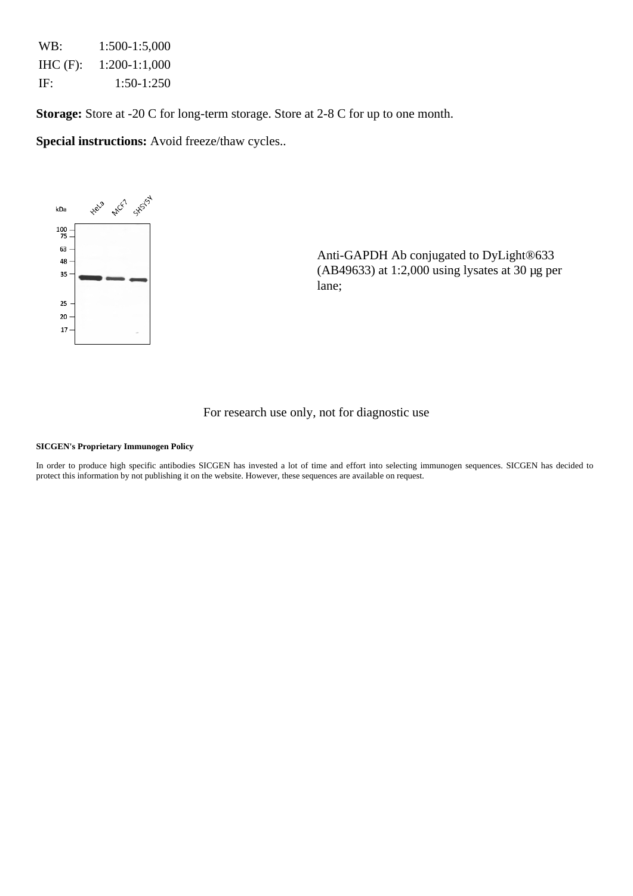| | |
|---|---|
| WB: | 1:500-1:5,000 |
| IHC (F): | 1:200-1:1,000 |
| IF: | 1:50-1:250 |

**Storage:** Store at -20 C for long-term storage. Store at 2-8 C for up to one month.

**Special instructions:** Avoid freeze/thaw cycles..

kDa
HeLa
MCF7
SHSY5Y
100
75
63
48
35
25
20
17

Anti-GAPDH Ab conjugated to DyLight®633 (AB49633) at 1:2,000 using lysates at 30 µg per lane;

For research use only, not for diagnostic use

**SICGEN's Proprietary Immunogen Policy**

In order to produce high specific antibodies SICGEN has invested a lot of time and effort into selecting immunogen sequences. SICGEN has decided to protect this information by not publishing it on the website. However, these sequences are available on request.